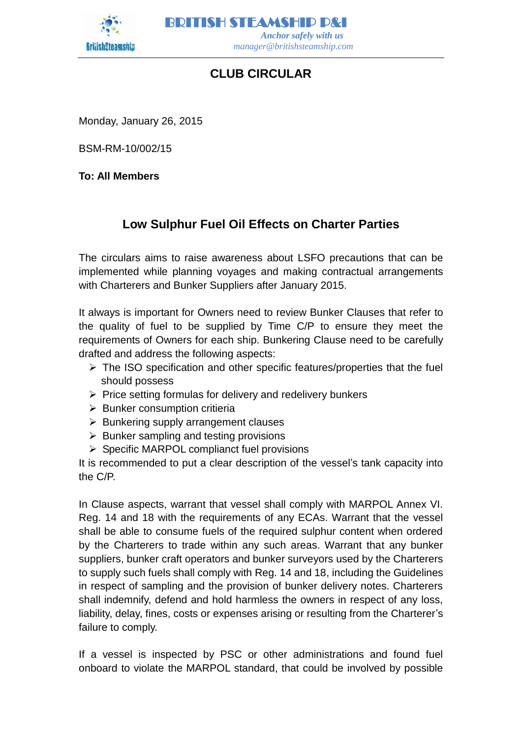BRITISH STEAMSHIP P&I

*Anchor safely with us*

*manager@britishsteamship.com*

## CLUB CIRCULAR

Monday, January 26, 2015

BSM-RM-10/002/15

**To: All Members**

### Low Sulphur Fuel Oil Effects on Charter Parties

The circulars aims to raise awareness about LSFO precautions that can be implemented while planning voyages and making contractual arrangements with Charterers and Bunker Suppliers after January 2015.

It always is important for Owners need to review Bunker Clauses that refer to the quality of fuel to be supplied by Time C/P to ensure they meet the requirements of Owners for each ship. Bunkering Clause need to be carefully drafted and address the following aspects:

- The ISO specification and other specific features/properties that the fuel should possess
- Price setting formulas for delivery and redelivery bunkers
- Bunker consumption critieria
- Bunkering supply arrangement clauses
- Bunker sampling and testing provisions
- Specific MARPOL complianct fuel provisions

It is recommended to put a clear description of the vessel's tank capacity into the C/P.

In Clause aspects, warrant that vessel shall comply with MARPOL Annex VI. Reg. 14 and 18 with the requirements of any ECAs. Warrant that the vessel shall be able to consume fuels of the required sulphur content when ordered by the Charterers to trade within any such areas. Warrant that any bunker suppliers, bunker craft operators and bunker surveyors used by the Charterers to supply such fuels shall comply with Reg. 14 and 18, including the Guidelines in respect of sampling and the provision of bunker delivery notes. Charterers shall indemnify, defend and hold harmless the owners in respect of any loss, liability, delay, fines, costs or expenses arising or resulting from the Charterer's failure to comply.

If a vessel is inspected by PSC or other administrations and found fuel onboard to violate the MARPOL standard, that could be involved by possible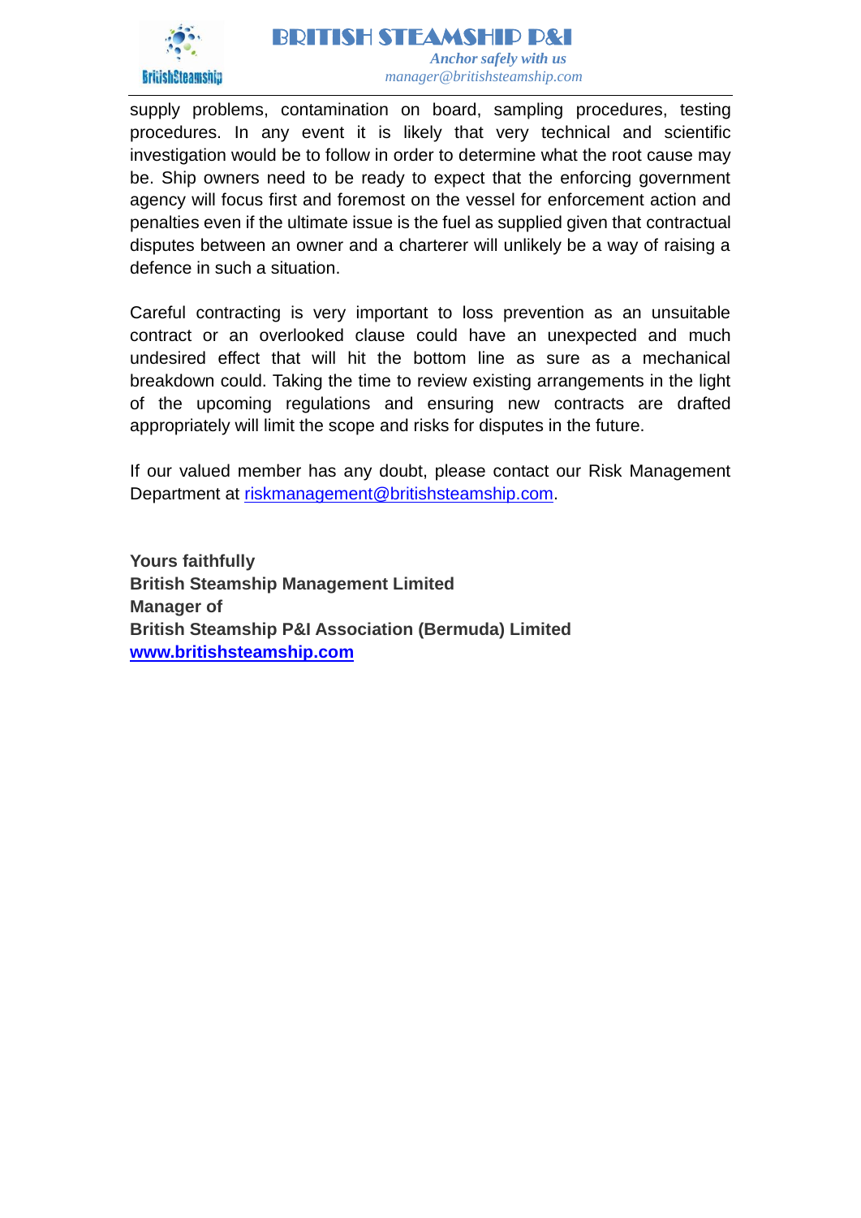supply problems, contamination on board, sampling procedures, testing procedures. In any event it is likely that very technical and scientific investigation would be to follow in order to determine what the root cause may be. Ship owners need to be ready to expect that the enforcing government agency will focus first and foremost on the vessel for enforcement action and penalties even if the ultimate issue is the fuel as supplied given that contractual disputes between an owner and a charterer will unlikely be a way of raising a defence in such a situation.

Careful contracting is very important to loss prevention as an unsuitable contract or an overlooked clause could have an unexpected and much undesired effect that will hit the bottom line as sure as a mechanical breakdown could. Taking the time to review existing arrangements in the light of the upcoming regulations and ensuring new contracts are drafted appropriately will limit the scope and risks for disputes in the future.

If our valued member has any doubt, please contact our Risk Management Department at riskmanagement@britishsteamship.com.

**Yours faithfully**
**British Steamship Management Limited**
**Manager of**
**British Steamship P&I Association (Bermuda) Limited**
**www.britishsteamship.com**